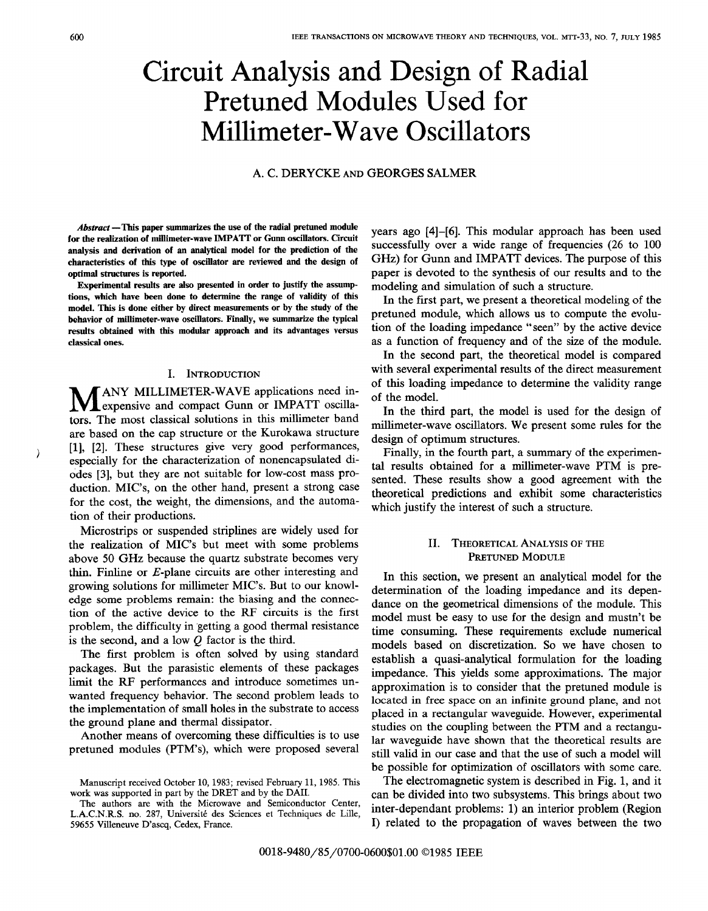# Circuit Analysis and Design of Radial Pretuned Modules Used for Millimeter-Wave Oscillators

A. C. DERYCKE AND GEORGES SALMER

***Abstract*** **—This paper summarizes the use of the radial pretuned module for the realization of millimeter-wave IMPATT or Gunn oscillators. Circuit analysis and derivation of an analytical model for the prediction of the characteristics of this type of oscillator are reviewed and the design of optimal structures is reported.**

**Experimental results are also presented in order to justify the assumptions, which have been done to determine the range of validity of this model. This is done either by direct measurements or by the study of the behavior of millimeter-wave oscillators. Finally, we summarize the typical results obtained with this modular approach and its advantages versus classical ones.**

## I. Introduction

Many millimeter-wave applications need inexpensive and compact Gunn or IMPATT oscillators. The most classical solutions in this millimeter band are based on the cap structure or the Kurokawa structure [1], [2]. These structures give very good performances, especially for the characterization of nonencapsulated diodes [3], but they are not suitable for low-cost mass production. MIC's, on the other hand, present a strong case for the cost, the weight, the dimensions, and the automation of their productions.

Microstrips or suspended striplines are widely used for the realization of MIC's but meet with some problems above 50 GHz because the quartz substrate becomes very thin. Finline or *E*-plane circuits are other interesting and growing solutions for millimeter MIC's. But to our knowledge some problems remain: the biasing and the connection of the active device to the RF circuits is the first problem, the difficulty in getting a good thermal resistance is the second, and a low $Q$ factor is the third.

The first problem is often solved by using standard packages. But the parasitic elements of these packages limit the RF performances and introduce sometimes unwanted frequency behavior. The second problem leads to the implementation of small holes in the substrate to access the ground plane and thermal dissipator.

Another means of overcoming these difficulties is to use pretuned modules (PTM's), which were proposed several years ago [4]–[6]. This modular approach has been used successfully over a wide range of frequencies (26 to 100 GHz) for Gunn and IMPATT devices. The purpose of this paper is devoted to the synthesis of our results and to the modeling and simulation of such a structure.

In the first part, we present a theoretical modeling of the pretuned module, which allows us to compute the evolution of the loading impedance "seen" by the active device as a function of frequency and of the size of the module.

In the second part, the theoretical model is compared with several experimental results of the direct measurement of this loading impedance to determine the validity range of the model.

In the third part, the model is used for the design of millimeter-wave oscillators. We present some rules for the design of optimum structures.

Finally, in the fourth part, a summary of the experimental results obtained for a millimeter-wave PTM is presented. These results show a good agreement with the theoretical predictions and exhibit some characteristics which justify the interest of such a structure.

## II. Theoretical Analysis of the Pretuned Module

In this section, we present an analytical model for the determination of the loading impedance and its dependance on the geometrical dimensions of the module. This model must be easy to use for the design and mustn't be time consuming. These requirements exclude numerical models based on discretization. So we have chosen to establish a quasi-analytical formulation for the loading impedance. This yields some approximations. The major approximation is to consider that the pretuned module is located in free space on an infinite ground plane, and not placed in a rectangular waveguide. However, experimental studies on the coupling between the PTM and a rectangular waveguide have shown that the theoretical results are still valid in our case and that the use of such a model will be possible for optimization of oscillators with some care.

The electromagnetic system is described in Fig. 1, and it can be divided into two subsystems. This brings about two inter-dependant problems: 1) an interior problem (Region I) related to the propagation of waves between the two

Manuscript received October 10, 1983; revised February 11, 1985. This work was supported in part by the DRET and by the DAII.

The authors are with the Microwave and Semiconductor Center, L.A.C.N.R.S. no. 287, Université des Sciences et Techniques de Lille, 59655 Villeneuve D'ascq, Cedex, France.

0018-9480/85/0700-0600$01.00 ©1985 IEEE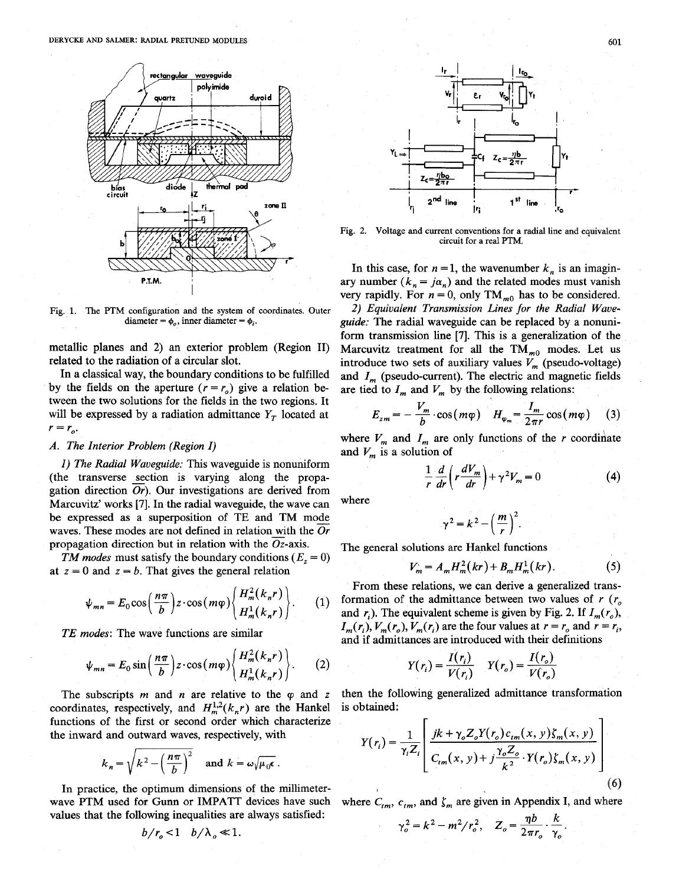Fig. 1. The PTM configuration and the system of coordinates. Outer diameter = $\phi_o$, inner diameter = $\phi_i$.

metallic planes and 2) an exterior problem (Region II) related to the radiation of a circular slot.

In a classical way, the boundary conditions to be fulfilled by the fields on the aperture ($r = r_o$) give a relation between the two solutions for the fields in the two regions. It will be expressed by a radiation admittance $Y_T$ located at $r = r_o$.

### A. The Interior Problem (Region I)

*1) The Radial Waveguide:* This waveguide is nonuniform (the transverse section is varying along the propagation direction $\overline{Or}$). Our investigations are derived from Marcuvitz' works [7]. In the radial waveguide, the wave can be expressed as a superposition of TE and TM mode waves. These modes are not defined in relation with the $\overline{Or}$ propagation direction but in relation with the $\overline{Oz}$-axis.

*TM modes* must satisfy the boundary conditions ($E_z = 0$) at $z = 0$ and $z = b$. That gives the general relation

$$\psi_{mn} = E_0 \cos\left(\frac{n\pi}{b}\right) z \cdot \cos(m\varphi) \begin{Bmatrix} H_m^2(k_n r) \\ H_m^1(k_n r) \end{Bmatrix}. \quad (1)$$

*TE modes:* The wave functions are similar

$$\psi_{mn} = E_0 \sin\left(\frac{n\pi}{b}\right) z \cdot \cos(m\varphi) \begin{Bmatrix} H_m^2(k_n r) \\ H_m^1(k_n r) \end{Bmatrix}. \quad (2)$$

The subscripts $m$ and $n$ are relative to the $\varphi$ and $z$ coordinates, respectively, and $H_m^{1,2}(k_n r)$ are the Hankel functions of the first or second order which characterize the inward and outward waves, respectively, with

$$k_n = \sqrt{k^2 - \left(\frac{n\pi}{b}\right)^2} \quad \text{and } k = \omega\sqrt{\mu_0 \epsilon}.$$

In practice, the optimum dimensions of the millimeter-wave PTM used for Gunn or IMPATT devices have such values that the following inequalities are always satisfied:

$$b/r_o < 1 \quad b/\lambda_o \ll 1.$$

Fig. 2. Voltage and current conventions for a radial line and equivalent circuit for a real PTM.

In this case, for $n = 1$, the wavenumber $k_n$ is an imaginary number ($k_n = j\alpha_n$) and the related modes must vanish very rapidly. For $n = 0$, only $TM_{m0}$ has to be considered.

*2) Equivalent Transmission Lines for the Radial Waveguide:* The radial waveguide can be replaced by a nonuniform transmission line [7]. This is a generalization of the Marcuvitz treatment for all the $TM_{m0}$ modes. Let us introduce two sets of auxiliary values $V_m$ (pseudo-voltage) and $I_m$ (pseudo-current). The electric and magnetic fields are tied to $I_m$ and $V_m$ by the following relations:

$$E_{zm} = -\frac{V_m}{b} \cdot \cos(m\varphi) \quad H_{\varphi_m} = \frac{I_m}{2\pi r} \cos(m\varphi) \quad (3)$$

where $V_m$ and $I_m$ are only functions of the $r$ coordinate and $V_m$ is a solution of

$$\frac{1}{r}\frac{d}{dr}\left(r\frac{dV_m}{dr}\right) + \gamma^2 V_m = 0 \quad (4)$$

where

$$\gamma^2 = k^2 - \left(\frac{m}{r}\right)^2.$$

The general solutions are Hankel functions

$$V_m = A_m H_m^2(kr) + B_m H_m^1(kr). \quad (5)$$

From these relations, we can derive a generalized transformation of the admittance between two values of $r$ ($r_o$ and $r_i$). The equivalent scheme is given by Fig. 2. If $I_m(r_o)$, $I_m(r_i)$, $V_m(r_o)$, $V_m(r_i)$ are the four values at $r = r_o$ and $r = r_i$, and if admittances are introduced with their definitions

$$Y(r_i) = \frac{I(r_i)}{V(r_i)} \quad Y(r_o) = \frac{I(r_o)}{V(r_o)}$$

then the following generalized admittance transformation is obtained:

$$Y(r_i) = \frac{1}{\gamma_i Z_i}\left[\frac{jk + \gamma_o Z_o Y(r_o) c_{tm}(x,y)\zeta_m(x,y)}{C_{tm}(x,y) + j\frac{\gamma_o Z_o}{k^2} \cdot Y(r_o)\zeta_m(x,y)}\right] \quad (6)$$

where $C_{tm}$, $c_{tm}$, and $\zeta_m$ are given in Appendix I, and where

$$\gamma_o^2 = k^2 - m^2/r_o^2, \quad Z_o = \frac{\eta b}{2\pi r_o} \cdot \frac{k}{\gamma_o}.$$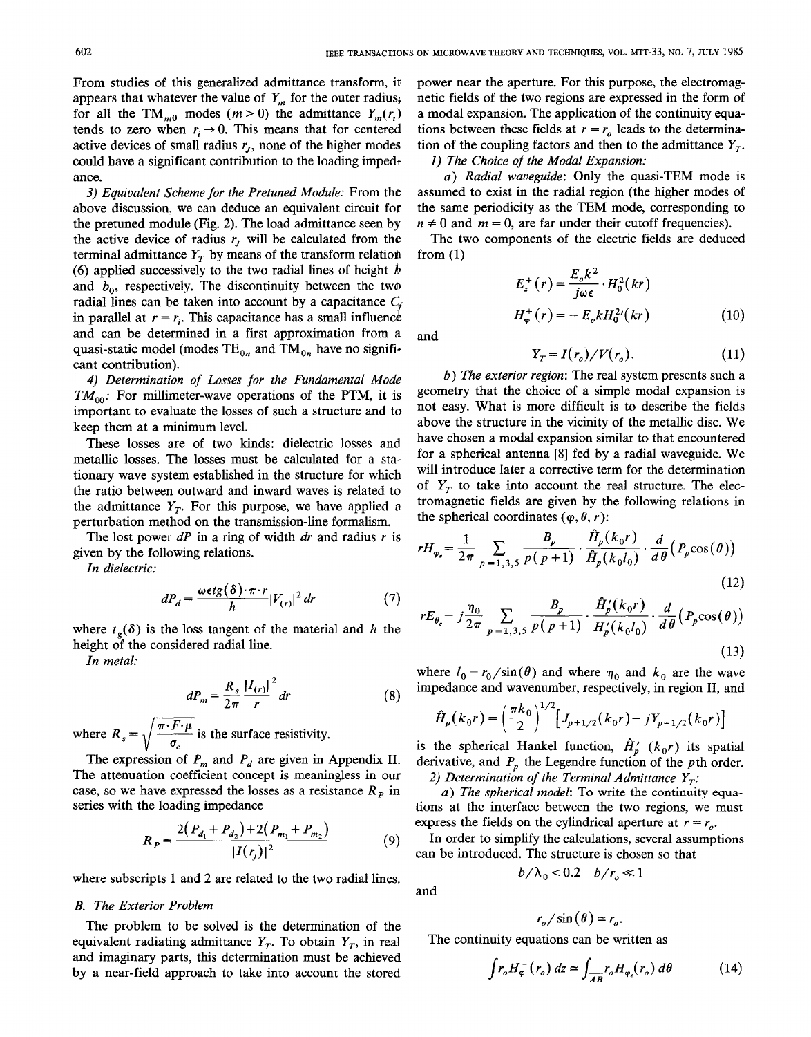From studies of this generalized admittance transform, it appears that whatever the value of $Y_m$ for the outer radius, for all the $TM_{m0}$ modes ($m > 0$) the admittance $Y_m(r_i)$ tends to zero when $r_i \to 0$. This means that for centered active devices of small radius $r_J$, none of the higher modes could have a significant contribution to the loading impedance.

*3) Equivalent Scheme for the Pretuned Module:* From the above discussion, we can deduce an equivalent circuit for the pretuned module (Fig. 2). The load admittance seen by the active device of radius $r_J$ will be calculated from the terminal admittance $Y_T$ by means of the transform relation (6) applied successively to the two radial lines of height $b$ and $b_0$, respectively. The discontinuity between the two radial lines can be taken into account by a capacitance $C_f$ in parallel at $r = r_i$. This capacitance has a small influence and can be determined in a first approximation from a quasi-static model (modes $TE_{0n}$ and $TM_{0n}$ have no significant contribution).

*4) Determination of Losses for the Fundamental Mode $TM_{00}$:* For millimeter-wave operations of the PTM, it is important to evaluate the losses of such a structure and to keep them at a minimum level.

These losses are of two kinds: dielectric losses and metallic losses. The losses must be calculated for a stationary wave system established in the structure for which the ratio between outward and inward waves is related to the admittance $Y_T$. For this purpose, we have applied a perturbation method on the transmission-line formalism.

The lost power $dP$ in a ring of width $dr$ and radius $r$ is given by the following relations.

*In dielectric:*

$$dP_d = \frac{\omega \epsilon tg(\delta) \cdot \pi \cdot r}{h} |V_{(r)}|^2 \, dr \tag{7}$$

where $t_g(\delta)$ is the loss tangent of the material and $h$ the height of the considered radial line.

*In metal:*

$$dP_m = \frac{R_s}{2\pi} \frac{|I_{(r)}|^2}{r} \, dr \tag{8}$$

where $R_s = \sqrt{\dfrac{\pi \cdot F \cdot \mu}{\sigma_c}}$ is the surface resistivity.

The expression of $P_m$ and $P_d$ are given in Appendix II. The attenuation coefficient concept is meaningless in our case, so we have expressed the losses as a resistance $R_P$ in series with the loading impedance

$$R_P = \frac{2(P_{d_1} + P_{d_2}) + 2(P_{m_1} + P_{m_2})}{|I(r_j)|^2} \tag{9}$$

where subscripts 1 and 2 are related to the two radial lines.

## B. The Exterior Problem

The problem to be solved is the determination of the equivalent radiating admittance $Y_T$. To obtain $Y_T$, in real and imaginary parts, this determination must be achieved by a near-field approach to take into account the stored power near the aperture. For this purpose, the electromagnetic fields of the two regions are expressed in the form of a modal expansion. The application of the continuity equations between these fields at $r = r_o$ leads to the determination of the coupling factors and then to the admittance $Y_T$.

*1) The Choice of the Modal Expansion:*

*a) Radial waveguide:* Only the quasi-TEM mode is assumed to exist in the radial region (the higher modes of the same periodicity as the TEM mode, corresponding to $n \neq 0$ and $m = 0$, are far under their cutoff frequencies).

The two components of the electric fields are deduced from (1)

$$E_z^+(r) = \frac{E_o k^2}{j\omega\epsilon} \cdot H_0^2(kr)$$

$$H_\varphi^+(r) = -E_o k H_0^{2\prime}(kr) \tag{10}$$

and

$$Y_T = I(r_o)/V(r_o). \tag{11}$$

*b) The exterior region:* The real system presents such a geometry that the choice of a simple modal expansion is not easy. What is more difficult is to describe the fields above the structure in the vicinity of the metallic disc. We have chosen a modal expansion similar to that encountered for a spherical antenna [8] fed by a radial waveguide. We will introduce later a corrective term for the determination of $Y_T$ to take into account the real structure. The electromagnetic fields are given by the following relations in the spherical coordinates ($\varphi, \theta, r$):

$$rH_{\varphi_e} = \frac{1}{2\pi} \sum_{p=1,3,5} \frac{B_p}{p(p+1)} \cdot \frac{\hat{H}_p(k_0 r)}{\hat{H}_p(k_0 l_0)} \cdot \frac{d}{d\theta}(P_p \cos(\theta)) \tag{12}$$

$$rE_{\theta_e} = j\frac{\eta_0}{2\pi} \sum_{p=1,3,5} \frac{B_p}{p(p+1)} \cdot \frac{\hat{H}_p'(k_0 r)}{H_p'(k_0 l_0)} \cdot \frac{d}{d\theta}(P_p \cos(\theta)) \tag{13}$$

where $l_0 = r_o/\sin(\theta)$ and where $\eta_0$ and $k_0$ are the wave impedance and wavenumber, respectively, in region II, and

$$\hat{H}_p(k_0 r) = \left(\frac{\pi k_0}{2}\right)^{1/2} \left[J_{p+1/2}(k_0 r) - jY_{p+1/2}(k_0 r)\right]$$

is the spherical Hankel function, $\hat{H}_p'(k_0 r)$ its spatial derivative, and $P_p$ the Legendre function of the $p$th order.

*2) Determination of the Terminal Admittance $Y_T$:*

*a) The spherical model:* To write the continuity equations at the interface between the two regions, we must express the fields on the cylindrical aperture at $r = r_o$.

In order to simplify the calculations, several assumptions can be introduced. The structure is chosen so that

$$b/\lambda_0 < 0.2 \quad b/r_o \ll 1$$

and

$$r_o/\sin(\theta) \simeq r_o.$$

The continuity equations can be written as

$$\int r_o H_\varphi^+(r_o) \, dz \simeq \int_{\overline{AB}} r_o H_{\varphi_e}(r_o) \, d\theta \tag{14}$$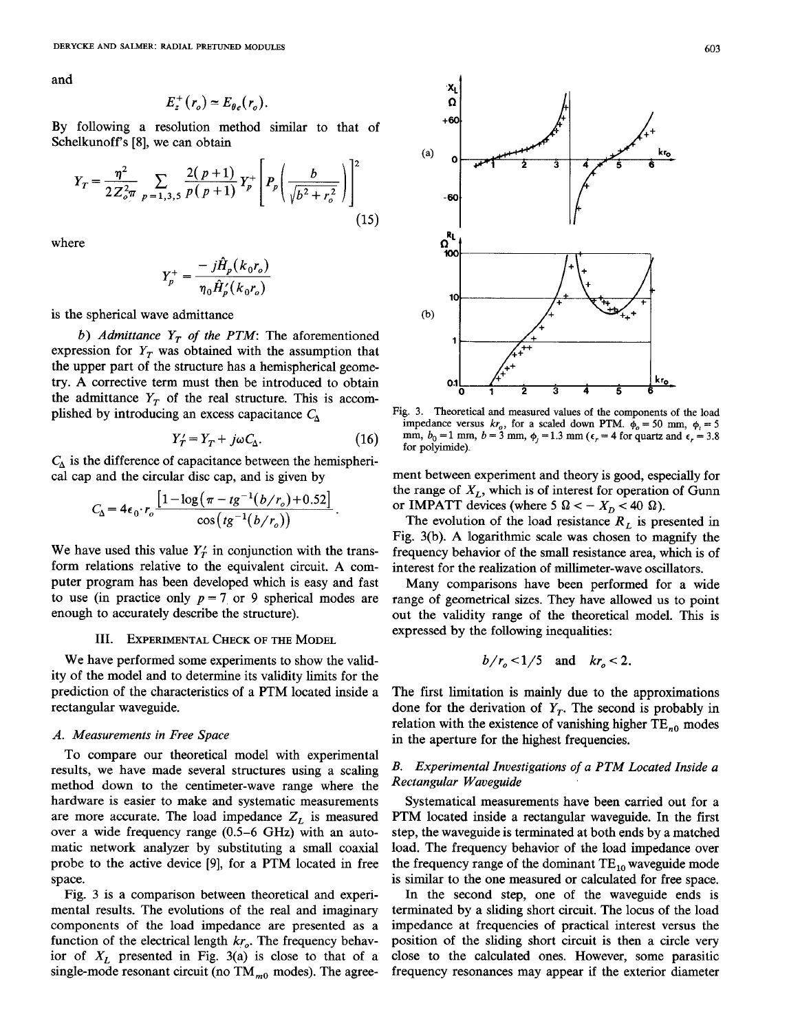and

$$E_z^+(r_o) \simeq E_{\theta e}(r_o).$$

By following a resolution method similar to that of Schelkunoff's [8], we can obtain

$$Y_T = \frac{\eta^2}{2Z_o^2\pi} \sum_{p=1,3,5} \frac{2(p+1)}{p(p+1)} Y_p^+ \left[ P_p\left( \frac{b}{\sqrt{b^2+r_o^2}} \right) \right]^2 \tag{15}$$

where

$$Y_p^+ = \frac{-j\hat{H}_p(k_0 r_o)}{\eta_0 \hat{H}_p'(k_0 r_o)}$$

is the spherical wave admittance

*b) Admittance $Y_T$ of the PTM:* The aforementioned expression for $Y_T$ was obtained with the assumption that the upper part of the structure has a hemispherical geometry. A corrective term must then be introduced to obtain the admittance $Y_T$ of the real structure. This is accomplished by introducing an excess capacitance $C_\Delta$

$$Y_T' = Y_T + j\omega C_\Delta. \tag{16}$$

$C_\Delta$ is the difference of capacitance between the hemispherical cap and the circular disc cap, and is given by

$$C_\Delta = 4\epsilon_0 \cdot r_o \frac{\left[1 - \log\left(\pi - tg^{-1}(b/r_o) + 0.52\right]}{\cos\left(tg^{-1}(b/r_o)\right)}.$$

We have used this value $Y_T'$ in conjunction with the transform relations relative to the equivalent circuit. A computer program has been developed which is easy and fast to use (in practice only $p = 7$ or 9 spherical modes are enough to accurately describe the structure).

## III. Experimental Check of the Model

We have performed some experiments to show the validity of the model and to determine its validity limits for the prediction of the characteristics of a PTM located inside a rectangular waveguide.

### A. Measurements in Free Space

To compare our theoretical model with experimental results, we have made several structures using a scaling method down to the centimeter-wave range where the hardware is easier to make and systematic measurements are more accurate. The load impedance $Z_L$ is measured over a wide frequency range (0.5–6 GHz) with an automatic network analyzer by substituting a small coaxial probe to the active device [9], for a PTM located in free space.

Fig. 3 is a comparison between theoretical and experimental results. The evolutions of the real and imaginary components of the load impedance are presented as a function of the electrical length $kr_o$. The frequency behavior of $X_L$ presented in Fig. 3(a) is close to that of a single-mode resonant circuit (no $TM_{m0}$ modes). The agreement between experiment and theory is good, especially for the range of $X_L$, which is of interest for operation of Gunn or IMPATT devices (where $5\ \Omega < -X_D < 40\ \Omega$).

Fig. 3. Theoretical and measured values of the components of the load impedance versus $kr_o$, for a scaled down PTM. $\phi_o = 50$ mm, $\phi_i = 5$ mm, $b_0 = 1$ mm, $b = 3$ mm, $\phi_j = 1.3$ mm ($\epsilon_r = 4$ for quartz and $\epsilon_r = 3.8$ for polyimide).

The evolution of the load resistance $R_L$ is presented in Fig. 3(b). A logarithmic scale was chosen to magnify the frequency behavior of the small resistance area, which is of interest for the realization of millimeter-wave oscillators.

Many comparisons have been performed for a wide range of geometrical sizes. They have allowed us to point out the validity range of the theoretical model. This is expressed by the following inequalities:

$$b/r_o < 1/5 \quad \text{and} \quad kr_o < 2.$$

The first limitation is mainly due to the approximations done for the derivation of $Y_T$. The second is probably in relation with the existence of vanishing higher $TE_{n0}$ modes in the aperture for the highest frequencies.

### B. Experimental Investigations of a PTM Located Inside a Rectangular Waveguide

Systematical measurements have been carried out for a PTM located inside a rectangular waveguide. In the first step, the waveguide is terminated at both ends by a matched load. The frequency behavior of the load impedance over the frequency range of the dominant $TE_{10}$ waveguide mode is similar to the one measured or calculated for free space.

In the second step, one of the waveguide ends is terminated by a sliding short circuit. The locus of the load impedance at frequencies of practical interest versus the position of the sliding short circuit is then a circle very close to the calculated ones. However, some parasitic frequency resonances may appear if the exterior diameter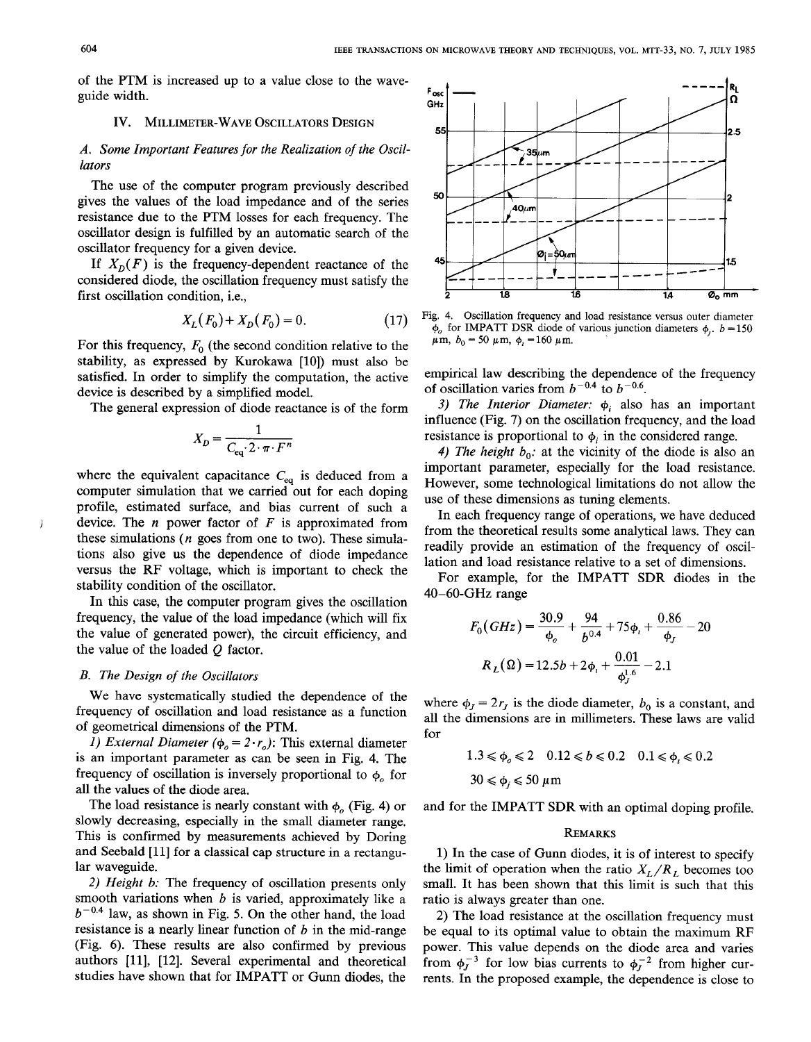of the PTM is increased up to a value close to the waveguide width.

## IV. Millimeter-Wave Oscillators Design

### A. Some Important Features for the Realization of the Oscillators

The use of the computer program previously described gives the values of the load impedance and of the series resistance due to the PTM losses for each frequency. The oscillator design is fulfilled by an automatic search of the oscillator frequency for a given device.

If $X_D(F)$ is the frequency-dependent reactance of the considered diode, the oscillation frequency must satisfy the first oscillation condition, i.e.,

$$X_L(F_0) + X_D(F_0) = 0. \tag{17}$$

For this frequency, $F_0$ (the second condition relative to the stability, as expressed by Kurokawa [10]) must also be satisfied. In order to simplify the computation, the active device is described by a simplified model.

The general expression of diode reactance is of the form

$$X_D = \frac{1}{C_{eq} \cdot 2 \cdot \pi \cdot F^n}$$

where the equivalent capacitance $C_{eq}$ is deduced from a computer simulation that we carried out for each doping profile, estimated surface, and bias current of such a device. The $n$ power factor of $F$ is approximated from these simulations ($n$ goes from one to two). These simulations also give us the dependence of diode impedance versus the RF voltage, which is important to check the stability condition of the oscillator.

In this case, the computer program gives the oscillation frequency, the value of the load impedance (which will fix the value of generated power), the circuit efficiency, and the value of the loaded $Q$ factor.

### B. The Design of the Oscillators

We have systematically studied the dependence of the frequency of oscillation and load resistance as a function of geometrical dimensions of the PTM.

*1) External Diameter ($\phi_o = 2 \cdot r_o$):* This external diameter is an important parameter as can be seen in Fig. 4. The frequency of oscillation is inversely proportional to $\phi_o$ for all the values of the diode area.

The load resistance is nearly constant with $\phi_o$ (Fig. 4) or slowly decreasing, especially in the small diameter range. This is confirmed by measurements achieved by Doring and Seebald [11] for a classical cap structure in a rectangular waveguide.

*2) Height b:* The frequency of oscillation presents only smooth variations when $b$ is varied, approximately like a $b^{-0.4}$ law, as shown in Fig. 5. On the other hand, the load resistance is a nearly linear function of $b$ in the mid-range (Fig. 6). These results are also confirmed by previous authors [11], [12]. Several experimental and theoretical studies have shown that for IMPATT or Gunn diodes, the empirical law describing the dependence of the frequency of oscillation varies from $b^{-0.4}$ to $b^{-0.6}$.

Fig. 4. Oscillation frequency and load resistance versus outer diameter $\phi_o$ for IMPATT DSR diode of various junction diameters $\phi_j$. $b = 150$ $\mu$m, $b_0 = 50$ $\mu$m, $\phi_i = 160$ $\mu$m.

*3) The Interior Diameter:* $\phi_i$ also has an important influence (Fig. 7) on the oscillation frequency, and the load resistance is proportional to $\phi_i$ in the considered range.

*4) The height $b_0$:* at the vicinity of the diode is also an important parameter, especially for the load resistance. However, some technological limitations do not allow the use of these dimensions as tuning elements.

In each frequency range of operations, we have deduced from the theoretical results some analytical laws. They can readily provide an estimation of the frequency of oscillation and load resistance relative to a set of dimensions.

For example, for the IMPATT SDR diodes in the 40–60-GHz range

$$F_0(GHz) = \frac{30.9}{\phi_o} + \frac{94}{b^{0.4}} + 75\phi_i + \frac{0.86}{\phi_J} - 20$$

$$R_L(\Omega) = 12.5b + 2\phi_i + \frac{0.01}{\phi_J^{1.6}} - 2.1$$

where $\phi_J = 2r_J$ is the diode diameter, $b_0$ is a constant, and all the dimensions are in millimeters. These laws are valid for

$$1.3 \leqslant \phi_o \leqslant 2 \quad 0.12 \leqslant b \leqslant 0.2 \quad 0.1 \leqslant \phi_i \leqslant 0.2$$

$$30 \leqslant \phi_j \leqslant 50 \ \mu\text{m}$$

and for the IMPATT SDR with an optimal doping profile.

## Remarks

1) In the case of Gunn diodes, it is of interest to specify the limit of operation when the ratio $X_L/R_L$ becomes too small. It has been shown that this limit is such that this ratio is always greater than one.

2) The load resistance at the oscillation frequency must be equal to its optimal value to obtain the maximum RF power. This value depends on the diode area and varies from $\phi_J^{-3}$ for low bias currents to $\phi_J^{-2}$ from higher currents. In the proposed example, the dependence is close to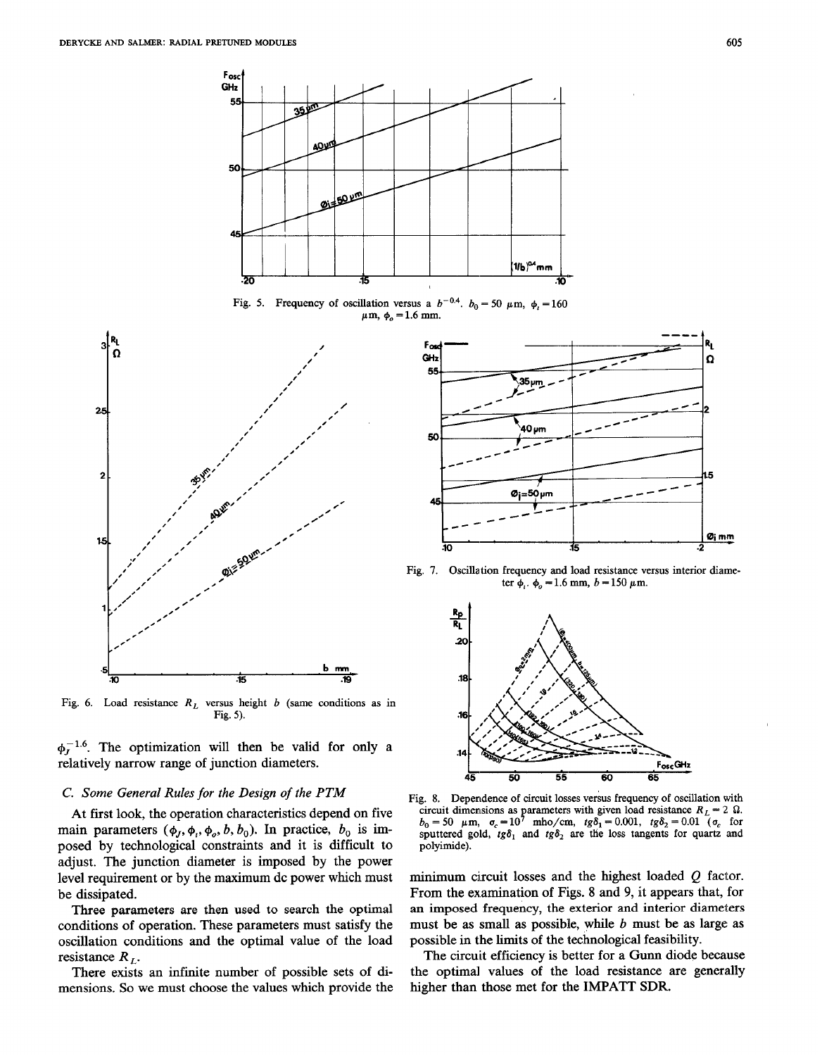Fig. 5. Frequency of oscillation versus a $b^{-0.4}$. $b_0 = 50$ μm, $\phi_i = 160$ μm, $\phi_o = 1.6$ mm.

Fig. 6. Load resistance $R_L$ versus height $b$ (same conditions as in Fig. 5).

Fig. 7. Oscillation frequency and load resistance versus interior diameter $\phi_i$. $\phi_o = 1.6$ mm, $b = 150$ μm.

Fig. 8. Dependence of circuit losses versus frequency of oscillation with circuit dimensions as parameters with given load resistance $R_L = 2$ Ω. $b_0 = 50$ μm, $\sigma_c = 10^7$ mho/cm, $tg\delta_1 = 0.001$, $tg\delta_2 = 0.01$ ($\sigma_c$ for sputtered gold, $tg\delta_1$ and $tg\delta_2$ are the loss tangents for quartz and polyimide).

$\phi_J^{-1.6}$. The optimization will then be valid for only a relatively narrow range of junction diameters.

### C. Some General Rules for the Design of the PTM

At first look, the operation characteristics depend on five main parameters ($\phi_J, \phi_i, \phi_o, b, b_0$). In practice, $b_0$ is imposed by technological constraints and it is difficult to adjust. The junction diameter is imposed by the power level requirement or by the maximum dc power which must be dissipated.

Three parameters are then used to search the optimal conditions of operation. These parameters must satisfy the oscillation conditions and the optimal value of the load resistance $R_L$.

There exists an infinite number of possible sets of dimensions. So we must choose the values which provide the minimum circuit losses and the highest loaded $Q$ factor. From the examination of Figs. 8 and 9, it appears that, for an imposed frequency, the exterior and interior diameters must be as small as possible, while $b$ must be as large as possible in the limits of the technological feasibility.

The circuit efficiency is better for a Gunn diode because the optimal values of the load resistance are generally higher than those met for the IMPATT SDR.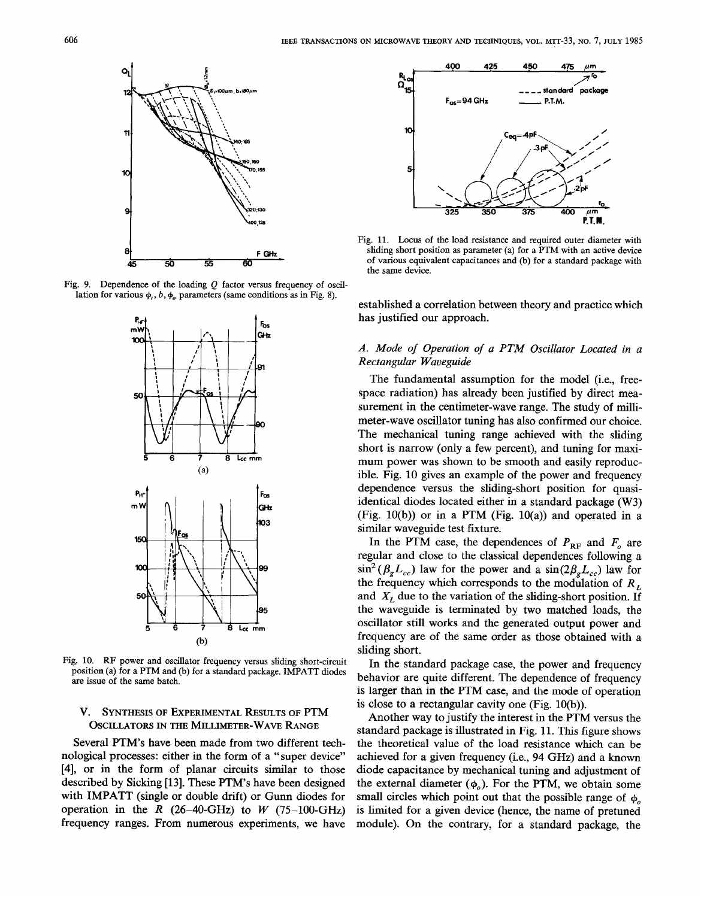Fig. 9. Dependence of the loading $Q$ factor versus frequency of oscillation for various $\phi_i$, $b$, $\phi_o$ parameters (same conditions as in Fig. 8).

Fig. 10. RF power and oscillator frequency versus sliding short-circuit position (a) for a PTM and (b) for a standard package. IMPATT diodes are issue of the same batch.

## V. Synthesis of Experimental Results of PTM Oscillators in the Millimeter-Wave Range

Several PTM's have been made from two different technological processes: either in the form of a "super device" [4], or in the form of planar circuits similar to those described by Sicking [13]. These PTM's have been designed with IMPATT (single or double drift) or Gunn diodes for operation in the $R$ (26–40-GHz) to $W$ (75–100-GHz) frequency ranges. From numerous experiments, we have established a correlation between theory and practice which has justified our approach.

Fig. 11. Locus of the load resistance and required outer diameter with sliding short position as parameter (a) for a PTM with an active device of various equivalent capacitances and (b) for a standard package with the same device.

### A. Mode of Operation of a PTM Oscillator Located in a Rectangular Waveguide

The fundamental assumption for the model (i.e., free-space radiation) has already been justified by direct measurement in the centimeter-wave range. The study of millimeter-wave oscillator tuning has also confirmed our choice. The mechanical tuning range achieved with the sliding short is narrow (only a few percent), and tuning for maximum power was shown to be smooth and easily reproducible. Fig. 10 gives an example of the power and frequency dependence versus the sliding-short position for quasi-identical diodes located either in a standard package (W3) (Fig. 10(b)) or in a PTM (Fig. 10(a)) and operated in a similar waveguide test fixture.

In the PTM case, the dependences of $P_{\mathrm{RF}}$ and $F_o$ are regular and close to the classical dependences following a $\sin^2(\beta_g L_{cc})$ law for the power and a $\sin(2\beta_g L_{cc})$ law for the frequency which corresponds to the modulation of $R_L$ and $X_L$ due to the variation of the sliding-short position. If the waveguide is terminated by two matched loads, the oscillator still works and the generated output power and frequency are of the same order as those obtained with a sliding short.

In the standard package case, the power and frequency behavior are quite different. The dependence of frequency is larger than in the PTM case, and the mode of operation is close to a rectangular cavity one (Fig. 10(b)).

Another way to justify the interest in the PTM versus the standard package is illustrated in Fig. 11. This figure shows the theoretical value of the load resistance which can be achieved for a given frequency (i.e., 94 GHz) and a known diode capacitance by mechanical tuning and adjustment of the external diameter ($\phi_o$). For the PTM, we obtain some small circles which point out that the possible range of $\phi_o$ is limited for a given device (hence, the name of pretuned module). On the contrary, for a standard package, the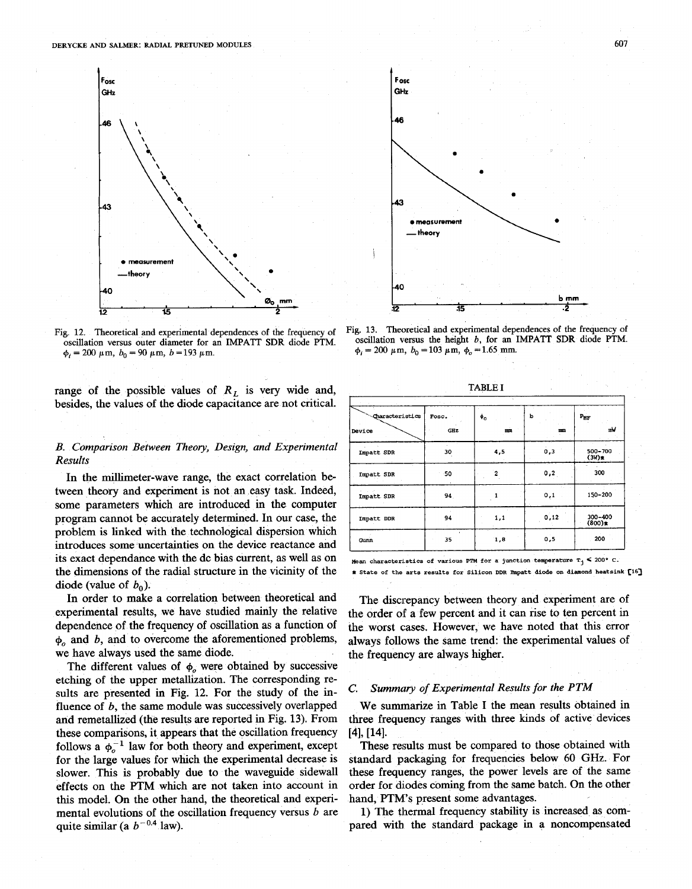Fig. 12. Theoretical and experimental dependences of the frequency of oscillation versus outer diameter for an IMPATT SDR diode PTM. $\phi_i = 200\ \mu m$, $b_0 = 90\ \mu m$, $b = 193\ \mu m$.

Fig. 13. Theoretical and experimental dependences of the frequency of oscillation versus the height $b$, for an IMPATT SDR diode PTM. $\phi_i = 200\ \mu m$, $b_0 = 103\ \mu m$, $\phi_o = 1.65$ mm.

range of the possible values of $R_L$ is very wide and, besides, the values of the diode capacitance are not critical.

### B. Comparison Between Theory, Design, and Experimental Results

In the millimeter-wave range, the exact correlation between theory and experiment is not an easy task. Indeed, some parameters which are introduced in the computer program cannot be accurately determined. In our case, the problem is linked with the technological dispersion which introduces some uncertainties on the device reactance and its exact dependance with the dc bias current, as well as on the dimensions of the radial structure in the vicinity of the diode (value of $b_0$).

In order to make a correlation between theoretical and experimental results, we have studied mainly the relative dependence of the frequency of oscillation as a function of $\phi_o$ and $b$, and to overcome the aforementioned problems, we have always used the same diode.

The different values of $\phi_o$ were obtained by successive etching of the upper metallization. The corresponding results are presented in Fig. 12. For the study of the influence of $b$, the same module was successively overlapped and remetallized (the results are reported in Fig. 13). From these comparisons, it appears that the oscillation frequency follows a $\phi_o^{-1}$ law for both theory and experiment, except for the large values for which the experimental decrease is slower. This is probably due to the waveguide sidewall effects on the PTM which are not taken into account in this model. On the other hand, the theoretical and experimental evolutions of the oscillation frequency versus $b$ are quite similar (a $b^{-0.4}$ law).

TABLE I

| Device \ Characteristics | Fosc. GHz | $\phi_o$ mm | b mm | $P_{HF}$ mW |
|---|---|---|---|---|
| Impatt SDR | 30 | 4,5 | 0,3 | 500–700 (3W)* |
| Impatt SDR | 50 | 2 | 0,2 | 300 |
| Impatt SDR | 94 | 1 | 0,1 | 150–200 |
| Impatt DDR | 94 | 1,1 | 0,12 | 300–400 (800)* |
| Gunn | 35 | 1,8 | 0,5 | 200 |

Mean characteristics of various PTM for a junction temperature $T_j \leq 200°$ C.
* State of the arts results for Silicon DDR Impatt diode on diamond heatsink [16]

The discrepancy between theory and experiment are of the order of a few percent and it can rise to ten percent in the worst cases. However, we have noted that this error always follows the same trend: the experimental values of the frequency are always higher.

### C. Summary of Experimental Results for the PTM

We summarize in Table I the mean results obtained in three frequency ranges with three kinds of active devices [4], [14].

These results must be compared to those obtained with standard packaging for frequencies below 60 GHz. For these frequency ranges, the power levels are of the same order for diodes coming from the same batch. On the other hand, PTM's present some advantages.

1) The thermal frequency stability is increased as compared with the standard package in a noncompensated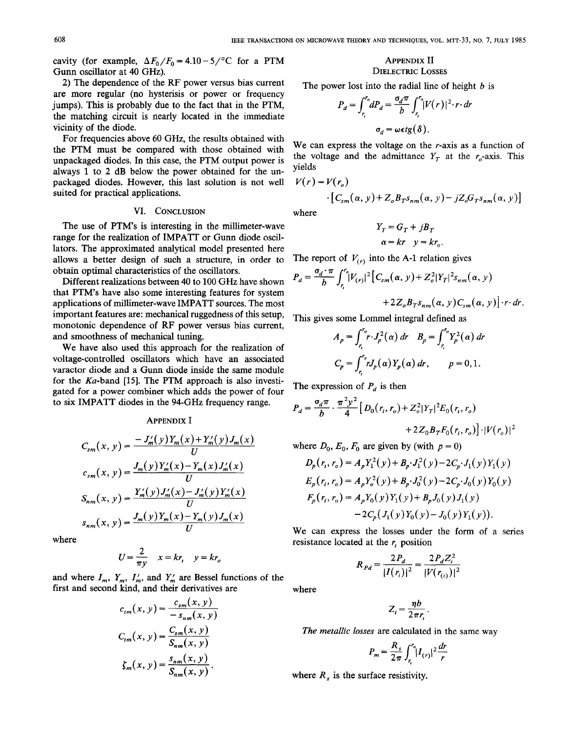cavity (for example, $\Delta F_0/F_0 = 4.10-5/°C$ for a PTM Gunn oscillator at 40 GHz).

2) The dependence of the RF power versus bias current are more regular (no hysterisis or power or frequency jumps). This is probably due to the fact that in the PTM, the matching circuit is nearly located in the immediate vicinity of the diode.

For frequencies above 60 GHz, the results obtained with the PTM must be compared with those obtained with unpackaged diodes. In this case, the PTM output power is always 1 to 2 dB below the power obtained for the unpackaged diodes. However, this last solution is not well suited for practical applications.

## VI. Conclusion

The use of PTM's is interesting in the millimeter-wave range for the realization of IMPATT or Gunn diode oscillators. The approximated analytical model presented here allows a better design of such a structure, in order to obtain optimal characteristics of the oscillators.

Different realizations between 40 to 100 GHz have shown that PTM's have also some interesting features for system applications of millimeter-wave IMPATT sources. The most important features are: mechanical ruggedness of this setup, monotonic dependence of RF power versus bias current, and smoothness of mechanical tuning.

We have also used this approach for the realization of voltage-controlled oscillators which have an associated varactor diode and a Gunn diode inside the same module for the $Ka$-band [15]. The PTM approach is also investigated for a power combiner which adds the power of four to six IMPATT diodes in the 94-GHz frequency range.

## Appendix I

$$C_{sm}(x, y) = \frac{-J_m'(y)Y_m(x) + Y_m'(y)J_m(x)}{U}$$

$$c_{sm}(x, y) = \frac{J_m(y)Y_m'(x) - Y_m(x)J_m'(x)}{U}$$

$$S_{nm}(x, y) = \frac{Y_m'(y)J_m'(x) - J_m'(y)Y_m'(x)}{U}$$

$$s_{nm}(x, y) = \frac{J_m(y)Y_m(x) - Y_m(y)J_m(x)}{U}$$

where

$$U = \frac{2}{\pi y} \quad x = kr_i \quad y = kr_o$$

and where $I_m$, $Y_m$, $I_m'$, and $Y_m'$ are Bessel functions of the first and second kind, and their derivatives are

$$c_{tm}(x, y) = \frac{c_{sm}(x, y)}{-s_{nm}(x, y)}$$

$$C_{tm}(x, y) = \frac{C_{sm}(x, y)}{S_{nm}(x, y)}$$

$$\zeta_m(x, y) = \frac{s_{nm}(x, y)}{S_{nm}(x, y)}.$$

## Appendix II
## Dielectric Losses

The power lost into the radial line of height $b$ is

$$P_d = \int_{r_i}^{r_o} dP_d = \frac{\sigma_d \pi}{b} \int_{r_i}^{r_o} |V(r)|^2 \cdot r \cdot dr$$

$$\sigma_d = \omega \epsilon tg(\delta).$$

We can express the voltage on the $r$-axis as a function of the voltage and the admittance $Y_T$ at the $r_o$-axis. This yields

$$V(r) = V(r_o) \cdot [C_{sm}(\alpha, y) + Z_o B_T s_{nm}(\alpha, y) - jZ_o G_T s_{nm}(\alpha, y)]$$

where

$$Y_T = G_T + jB_T$$

$$\alpha = kr \quad y = kr_o.$$

The report of $V_{(r)}$ into the A-1 relation gives

$$P_d = \frac{\sigma_d \cdot \pi}{b} \int_{r_i}^{r_o} |V_{(r)}|^2 [C_{sm}(\alpha, y) + Z_o^2 |Y_T|^2 s_{nm}(\alpha, y) + 2Z_o B_T s_{nm}(\alpha, y) C_{sm}(\alpha, y)] \cdot r \cdot dr.$$

This gives some Lommel integral defined as

$$A_p = \int_{r_i}^{r_o} r \cdot J_p^2(\alpha)\, dr \quad B_p = \int_{r_i}^{r_o} Y_p^2(\alpha)\, dr$$

$$C_p = \int_{r_i}^{r_o} r J_p(\alpha) Y_p(\alpha)\, dr, \qquad p = 0, 1.$$

The expression of $P_d$ is then

$$P_d = \frac{\sigma_d \pi}{b} \cdot \frac{\pi^2 y^2}{4} [D_0(r_i, r_o) + Z_o^2 |Y_T|^2 E_0(r_i, r_o) + 2Z_o B_T F_0(r_i, r_o)] \cdot |V(r_o)|^2$$

where $D_0$, $E_0$, $F_0$ are given by (with $p = 0$)

$$D_p(r_i, r_o) = A_p Y_1^2(y) + B_p \cdot J_1^2(y) - 2C_p \cdot J_1(y) Y_1(y)$$

$$E_p(r_i, r_o) = A_p Y_o^2(y) + B_p \cdot J_0^2(y) - 2C_p \cdot J_0(y) Y_0(y)$$

$$F_p(r_i, r_o) = A_p Y_0(y) Y_1(y) + B_p J_0(y) J_1(y) - 2C_p (J_1(y) Y_0(y) - J_0(y) Y_1(y)).$$

We can express the losses under the form of a series resistance located at the $r_i$ position

$$R_{Pd} = \frac{2P_d}{|I(r_i)|^2} = \frac{2P_d Z_i^2}{|V(r_{(i)})|^2}$$

where

$$Z_i = \frac{\eta b}{2\pi r_i}.$$

*The metallic losses* are calculated in the same way

$$P_m = \frac{R_s}{2\pi} \int_{r_i}^{r_o} |I_{(r)}|^2 \frac{dr}{r}$$

where $R_s$ is the surface resistivity.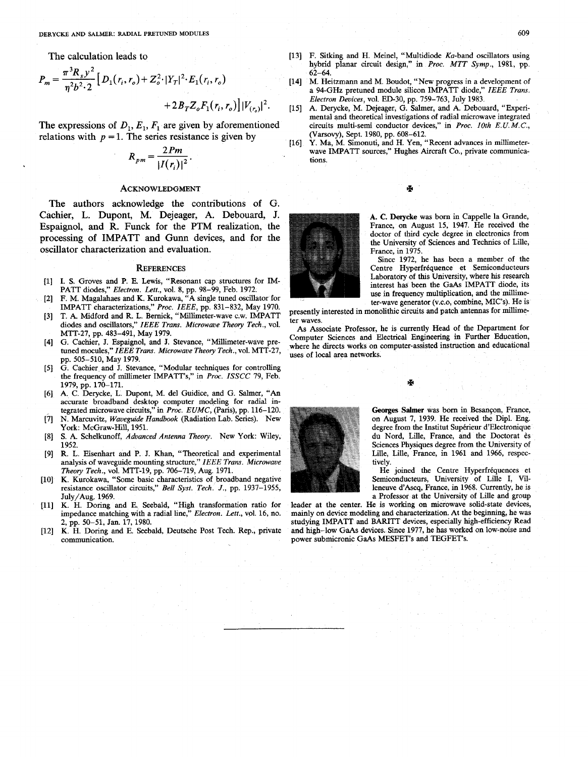The calculation leads to

$$P_m = \frac{\pi^3 R_s y^2}{\eta^2 b^2 \cdot 2}\left[D_1(r_i,r_o) + Z_o^2 \cdot |Y_T|^2 \cdot E_1(r_i,r_o) + 2B_T Z_o F_1(r_i,r_o)\right] |V_{(r_o)}|^2.$$

The expressions of $D_1$, $E_1$, $F_1$ are given by aforementioned relations with $p = 1$. The series resistance is given by

$$R_{pm} = \frac{2Pm}{|I(r_i)|^2}.$$

## Acknowledgment

The authors acknowledge the contributions of G. Cachier, L. Dupont, M. Dejeager, A. Debouard, J. Espaignol, and R. Funck for the PTM realization, the processing of IMPATT and Gunn devices, and for the oscillator characterization and evaluation.

## References

[1] I. S. Groves and P. E. Lewis, "Resonant cap structures for IMPATT diodes," *Electron. Lett.*, vol. 8, pp. 98–99, Feb. 1972.

[2] F. M. Magalahaes and K. Kurokawa, "A single tuned oscillator for IMPATT characterizations," *Proc. IEEE*, pp. 831–832, May 1970.

[3] T. A. Midford and R. L. Bernick, "Millimeter-wave c.w. IMPATT diodes and oscillators," *IEEE Trans. Microwave Theory Tech.*, vol. MTT-27, pp. 483–491, May 1979.

[4] G. Cachier, J. Espaignol, and J. Stevance, "Millimeter-wave pretuned mocules," *IEEE Trans. Microwave Theory Tech.*, vol. MTT-27, pp. 505–510, May 1979.

[5] G. Cachier and J. Stevance, "Modular techniques for controlling the frequency of millimeter IMPATT's," in *Proc. ISSCC 79*, Feb. 1979, pp. 170–171.

[6] A. C. Derycke, L. Dupont, M. del Guidice, and G. Salmer, "An accurate broadband desktop computer modeling for radial integrated microwave circuits," in *Proc. EUMC*, (Paris), pp. 116–120.

[7] N. Marcuvitz, *Waveguide Handbook* (Radiation Lab. Series). New York: McGraw-Hill, 1951.

[8] S. A. Schelkunoff, *Advanced Antenna Theory*. New York: Wiley, 1952.

[9] R. L. Eisenhart and P. J. Khan, "Theoretical and experimental analysis of waveguide mounting structure," *IEEE Trans. Microwave Theory Tech.*, vol. MTT-19, pp. 706–719, Aug. 1971.

[10] K. Kurokawa, "Some basic characteristics of broadband negative resistance oscillator circuits," *Bell Syst. Tech. J.*, pp. 1937–1955, July/Aug. 1969.

[11] K. H. Doring and E. Seebald, "High transformation ratio for impedance matching with a radial line," *Electron. Lett.*, vol. 16, no. 2, pp. 50–51, Jan. 17, 1980.

[12] K. H. Doring and E. Seebald, Deutsche Post Tech. Rep., private communication.

[13] F. Sitking and H. Meinel, "Multidiode *Ka*-band oscillators using hybrid planar circuit design," in *Proc. MTT Symp.*, 1981, pp. 62–64.

[14] M. Heitzmann and M. Boudot, "New progress in a development of a 94-GHz pretuned module silicon IMPATT diode," *IEEE Trans. Electron Devices*, vol. ED-30, pp. 759–763, July 1983.

[15] A. Derycke, M. Dejeager, G. Salmer, and A. Debouard, "Experimental and theoretical investigations of radial microwave integrated circuits multi-semi conductor devices," in *Proc. 10th E.U.M.C.*, (Varsovy), Sept. 1980, pp. 608–612.

[16] Y. Ma, M. Simonuti, and H. Yen, "Recent advances in millimeter-wave IMPATT sources," Hughes Aircraft Co., private communications.

**A. C. Derycke** was born in Cappelle la Grande, France, on August 15, 1947. He received the doctor of third cycle degree in electronics from the University of Sciences and Technics of Lille, France, in 1975.

Since 1972, he has been a member of the Centre Hyperfréquence et Semiconducteurs Laboratory of this University, where his research interest has been the GaAs IMPATT diode, its use in frequency multiplication, and the millimeter-wave generator (v.c.o, combine, MIC's). He is presently interested in monolithic circuits and patch antennas for millimeter waves.

As Associate Professor, he is currently Head of the Department for Computer Sciences and Electrical Engineering in Further Education, where he directs works on computer-assisted instruction and educational uses of local area networks.

**Georges Salmer** was born in Besançon, France, on August 7, 1939. He received the Dipl. Eng. degree from the Institut Supérieur d'Electronique du Nord, Lille, France, and the Doctorat ès Sciences Physiques degree from the University of Lille, Lille, France, in 1961 and 1966, respectively.

He joined the Centre Hyperfréquences et Semiconducteurs, University of Lille I, Villeneuve d'Ascq, France, in 1968. Currently, he is a Professor at the University of Lille and group leader at the center. He is working on microwave solid-state devices, mainly on device modeling and characterization. At the beginning, he was studying IMPATT and BARITT devices, especially high-efficiency Read and high–low GaAs devices. Since 1977, he has worked on low-noise and power submicronic GaAs MESFET's and TEGFET's.